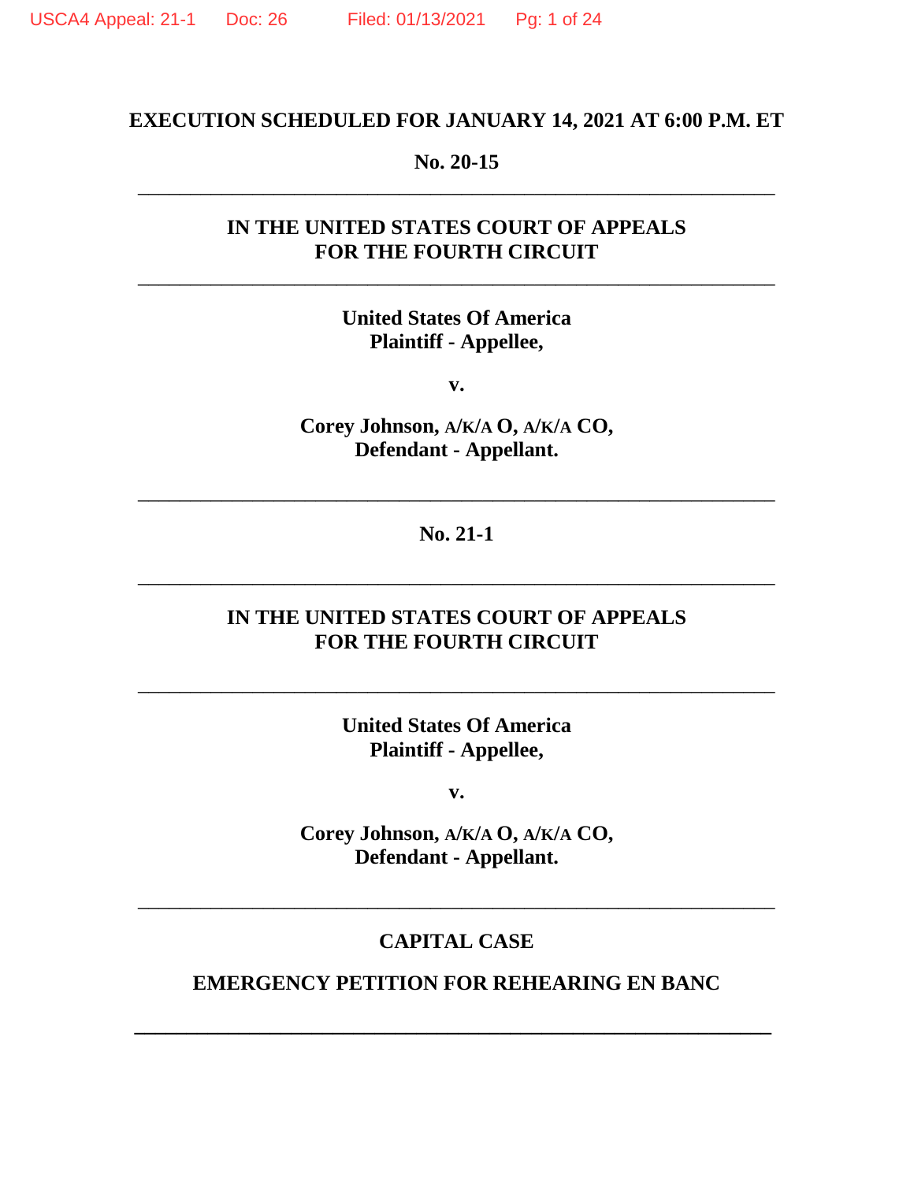**EXECUTION SCHEDULED FOR JANUARY 14, 2021 AT 6:00 P.M. ET**

**No. 20-15**

---

**IN THE UNITED STATES COURT OF APPEALS**
**FOR THE FOURTH CIRCUIT**

---

**United States Of America**
**Plaintiff - Appellee,**

**v.**

**Corey Johnson, A/K/A O, A/K/A CO,**
**Defendant - Appellant.**

---

**No. 21-1**

---

**IN THE UNITED STATES COURT OF APPEALS**
**FOR THE FOURTH CIRCUIT**

---

**United States Of America**
**Plaintiff - Appellee,**

**v.**

**Corey Johnson, A/K/A O, A/K/A CO,**
**Defendant - Appellant.**

---

**CAPITAL CASE**

**EMERGENCY PETITION FOR REHEARING EN BANC**

---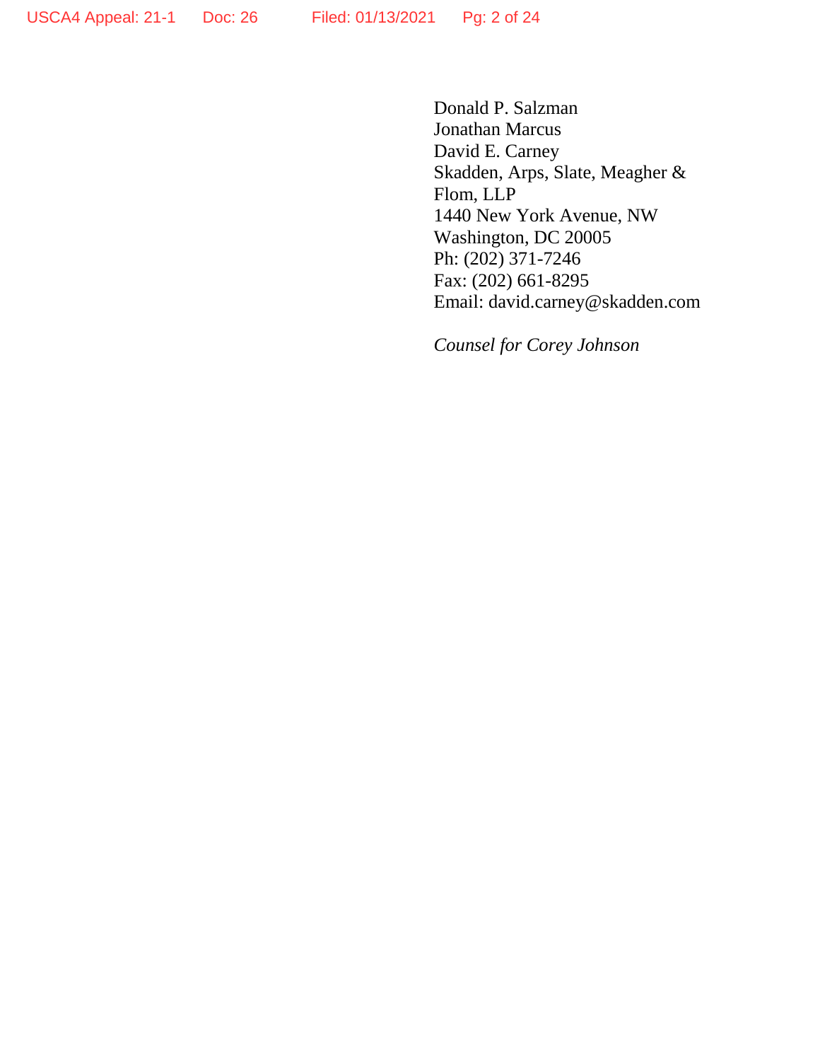Donald P. Salzman
Jonathan Marcus
David E. Carney
Skadden, Arps, Slate, Meagher &
Flom, LLP
1440 New York Avenue, NW
Washington, DC 20005
Ph: (202) 371-7246
Fax: (202) 661-8295
Email: david.carney@skadden.com

*Counsel for Corey Johnson*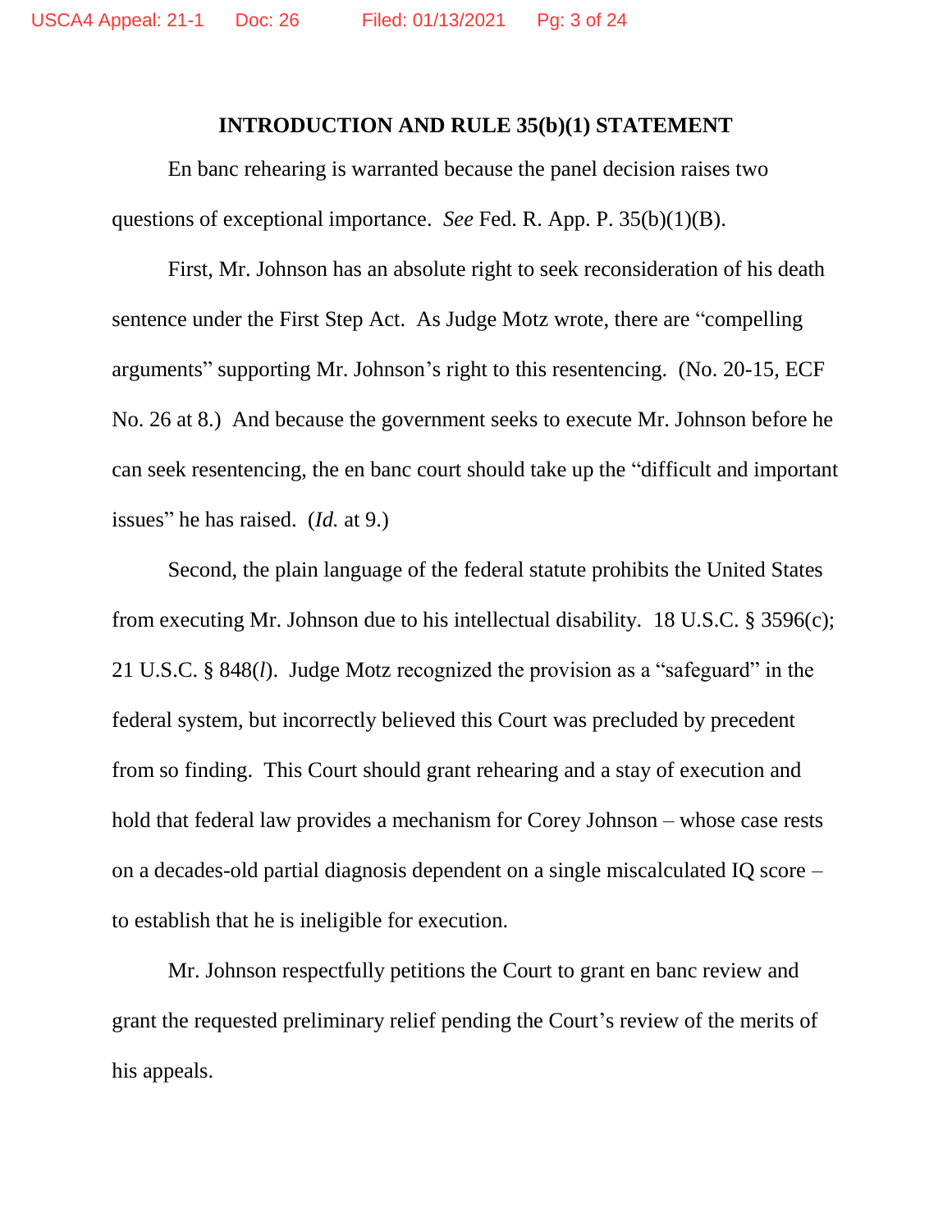## INTRODUCTION AND RULE 35(b)(1) STATEMENT

En banc rehearing is warranted because the panel decision raises two questions of exceptional importance. *See* Fed. R. App. P. 35(b)(1)(B).

First, Mr. Johnson has an absolute right to seek reconsideration of his death sentence under the First Step Act. As Judge Motz wrote, there are "compelling arguments" supporting Mr. Johnson's right to this resentencing. (No. 20-15, ECF No. 26 at 8.) And because the government seeks to execute Mr. Johnson before he can seek resentencing, the en banc court should take up the "difficult and important issues" he has raised. (*Id.* at 9.)

Second, the plain language of the federal statute prohibits the United States from executing Mr. Johnson due to his intellectual disability. 18 U.S.C. § 3596(c); 21 U.S.C. § 848(*l*). Judge Motz recognized the provision as a "safeguard" in the federal system, but incorrectly believed this Court was precluded by precedent from so finding. This Court should grant rehearing and a stay of execution and hold that federal law provides a mechanism for Corey Johnson – whose case rests on a decades-old partial diagnosis dependent on a single miscalculated IQ score – to establish that he is ineligible for execution.

Mr. Johnson respectfully petitions the Court to grant en banc review and grant the requested preliminary relief pending the Court's review of the merits of his appeals.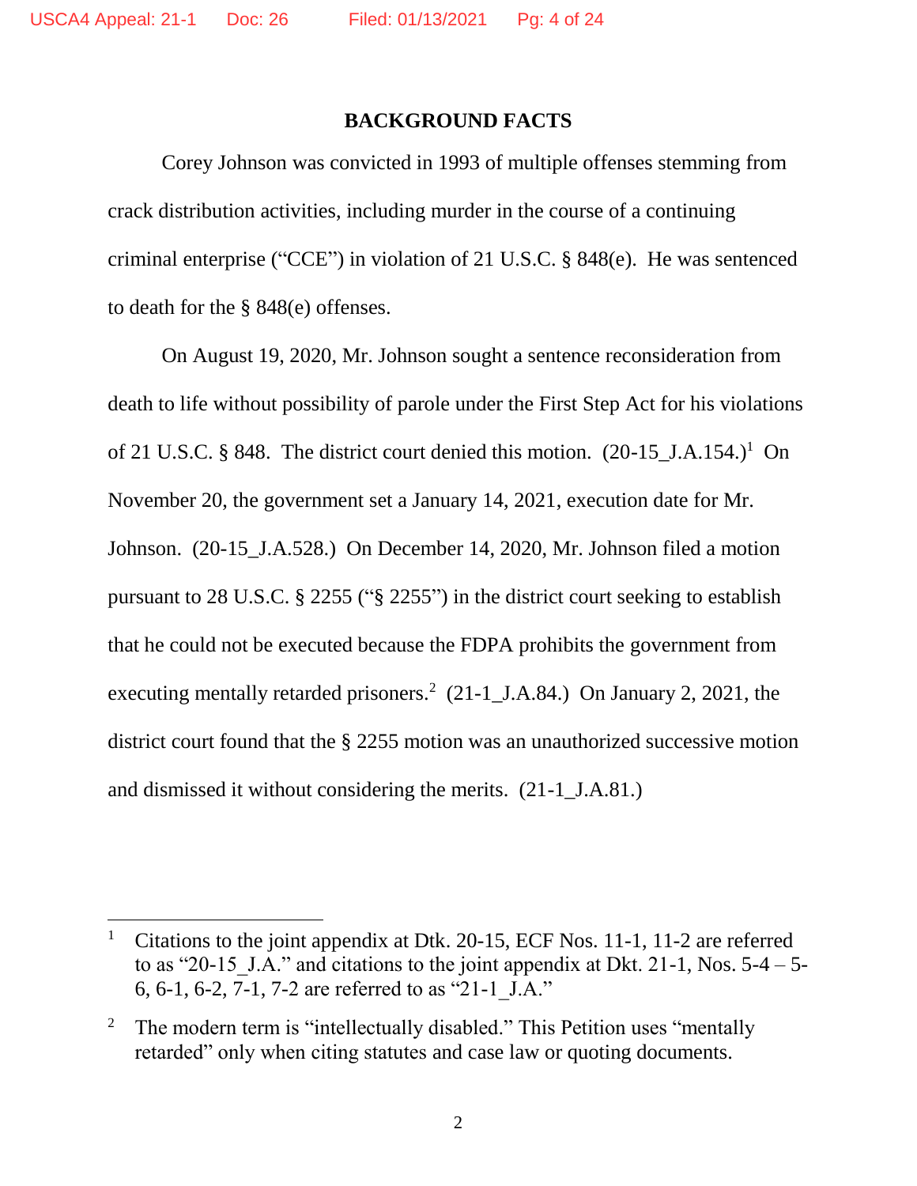## BACKGROUND FACTS

Corey Johnson was convicted in 1993 of multiple offenses stemming from crack distribution activities, including murder in the course of a continuing criminal enterprise ("CCE") in violation of 21 U.S.C. § 848(e). He was sentenced to death for the § 848(e) offenses.

On August 19, 2020, Mr. Johnson sought a sentence reconsideration from death to life without possibility of parole under the First Step Act for his violations of 21 U.S.C. § 848. The district court denied this motion. (20-15_J.A.154.)[1] On November 20, the government set a January 14, 2021, execution date for Mr. Johnson. (20-15_J.A.528.) On December 14, 2020, Mr. Johnson filed a motion pursuant to 28 U.S.C. § 2255 ("§ 2255") in the district court seeking to establish that he could not be executed because the FDPA prohibits the government from executing mentally retarded prisoners.[2] (21-1_J.A.84.) On January 2, 2021, the district court found that the § 2255 motion was an unauthorized successive motion and dismissed it without considering the merits. (21-1_J.A.81.)

---

[1] Citations to the joint appendix at Dtk. 20-15, ECF Nos. 11-1, 11-2 are referred to as "20-15_J.A." and citations to the joint appendix at Dkt. 21-1, Nos. 5-4 – 5-6, 6-1, 6-2, 7-1, 7-2 are referred to as "21-1_J.A."

[2] The modern term is "intellectually disabled." This Petition uses "mentally retarded" only when citing statutes and case law or quoting documents.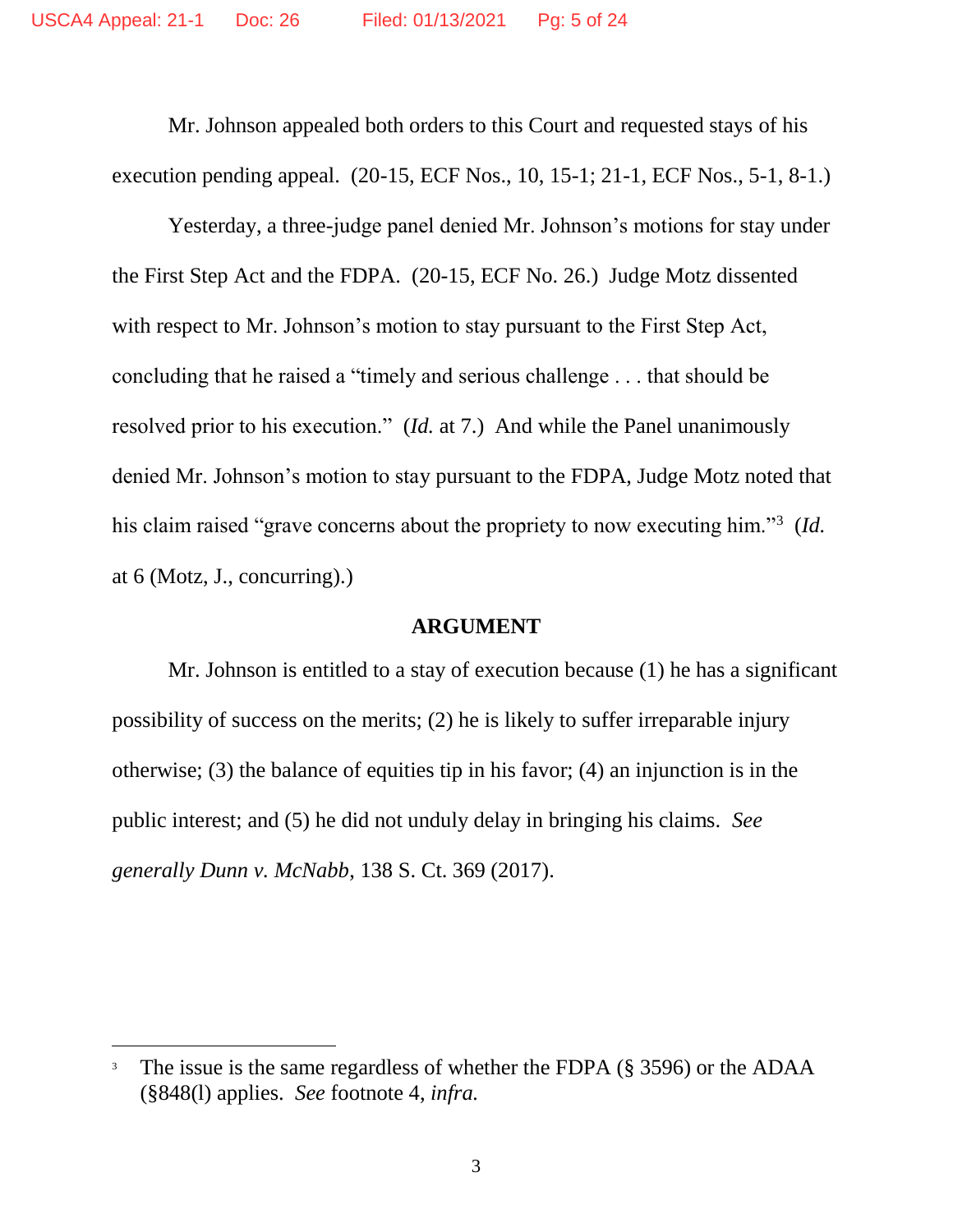Mr. Johnson appealed both orders to this Court and requested stays of his execution pending appeal. (20-15, ECF Nos., 10, 15-1; 21-1, ECF Nos., 5-1, 8-1.)

Yesterday, a three-judge panel denied Mr. Johnson's motions for stay under the First Step Act and the FDPA. (20-15, ECF No. 26.) Judge Motz dissented with respect to Mr. Johnson's motion to stay pursuant to the First Step Act, concluding that he raised a "timely and serious challenge . . . that should be resolved prior to his execution." (*Id.* at 7.) And while the Panel unanimously denied Mr. Johnson's motion to stay pursuant to the FDPA, Judge Motz noted that his claim raised "grave concerns about the propriety to now executing him."[3] (*Id.* at 6 (Motz, J., concurring).)

## ARGUMENT

Mr. Johnson is entitled to a stay of execution because (1) he has a significant possibility of success on the merits; (2) he is likely to suffer irreparable injury otherwise; (3) the balance of equities tip in his favor; (4) an injunction is in the public interest; and (5) he did not unduly delay in bringing his claims. *See generally Dunn v. McNabb*, 138 S. Ct. 369 (2017).

---

[3] The issue is the same regardless of whether the FDPA (§ 3596) or the ADAA (§848(l) applies. *See* footnote 4, *infra.*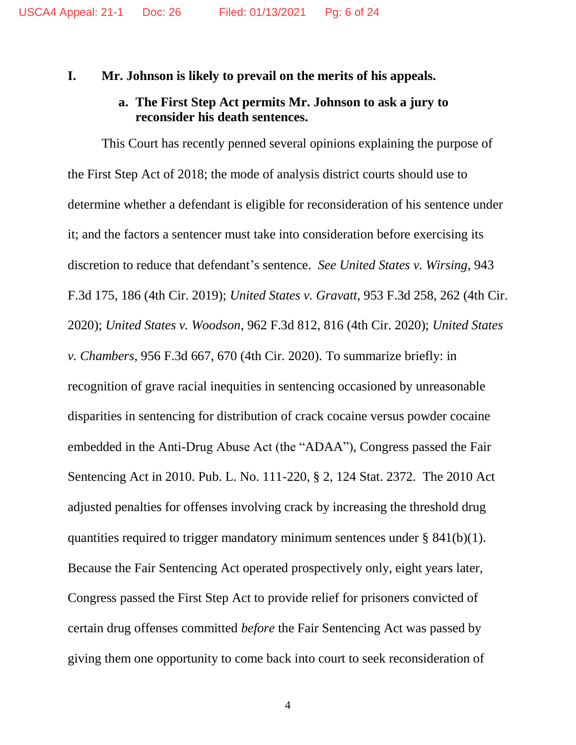## I. Mr. Johnson is likely to prevail on the merits of his appeals.

### a. The First Step Act permits Mr. Johnson to ask a jury to reconsider his death sentences.

This Court has recently penned several opinions explaining the purpose of the First Step Act of 2018; the mode of analysis district courts should use to determine whether a defendant is eligible for reconsideration of his sentence under it; and the factors a sentencer must take into consideration before exercising its discretion to reduce that defendant's sentence. *See United States v. Wirsing*, 943 F.3d 175, 186 (4th Cir. 2019); *United States v. Gravatt*, 953 F.3d 258, 262 (4th Cir. 2020); *United States v. Woodson*, 962 F.3d 812, 816 (4th Cir. 2020); *United States v. Chambers*, 956 F.3d 667, 670 (4th Cir. 2020). To summarize briefly: in recognition of grave racial inequities in sentencing occasioned by unreasonable disparities in sentencing for distribution of crack cocaine versus powder cocaine embedded in the Anti-Drug Abuse Act (the "ADAA"), Congress passed the Fair Sentencing Act in 2010. Pub. L. No. 111-220, § 2, 124 Stat. 2372. The 2010 Act adjusted penalties for offenses involving crack by increasing the threshold drug quantities required to trigger mandatory minimum sentences under § 841(b)(1). Because the Fair Sentencing Act operated prospectively only, eight years later, Congress passed the First Step Act to provide relief for prisoners convicted of certain drug offenses committed *before* the Fair Sentencing Act was passed by giving them one opportunity to come back into court to seek reconsideration of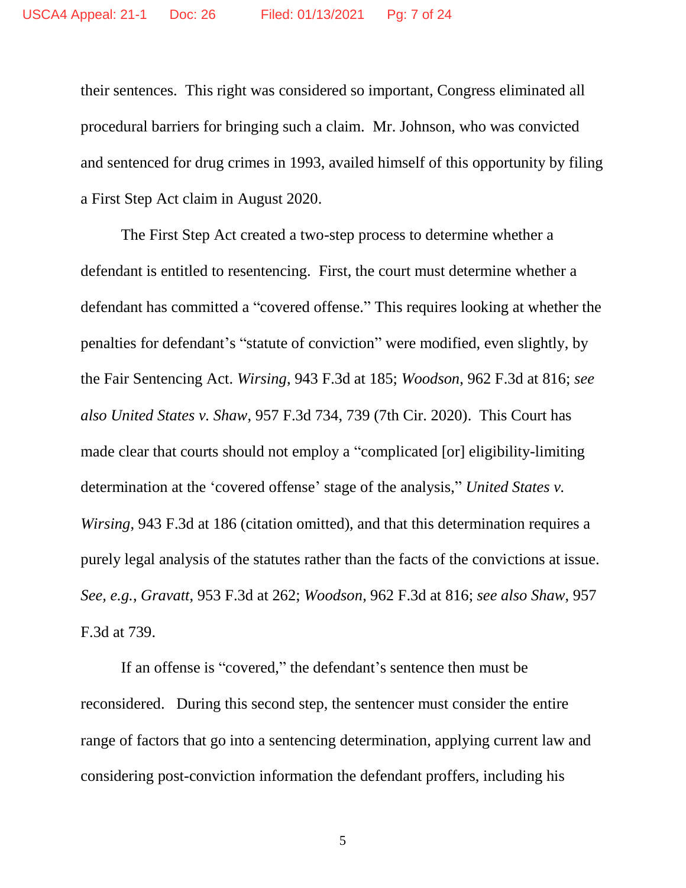their sentences. This right was considered so important, Congress eliminated all procedural barriers for bringing such a claim. Mr. Johnson, who was convicted and sentenced for drug crimes in 1993, availed himself of this opportunity by filing a First Step Act claim in August 2020.

The First Step Act created a two-step process to determine whether a defendant is entitled to resentencing. First, the court must determine whether a defendant has committed a "covered offense." This requires looking at whether the penalties for defendant's "statute of conviction" were modified, even slightly, by the Fair Sentencing Act. *Wirsing*, 943 F.3d at 185; *Woodson*, 962 F.3d at 816; *see also United States v. Shaw*, 957 F.3d 734, 739 (7th Cir. 2020). This Court has made clear that courts should not employ a "complicated [or] eligibility-limiting determination at the 'covered offense' stage of the analysis," *United States v. Wirsing*, 943 F.3d at 186 (citation omitted), and that this determination requires a purely legal analysis of the statutes rather than the facts of the convictions at issue. *See, e.g.*, *Gravatt*, 953 F.3d at 262; *Woodson*, 962 F.3d at 816; *see also Shaw*, 957 F.3d at 739.

If an offense is "covered," the defendant's sentence then must be reconsidered. During this second step, the sentencer must consider the entire range of factors that go into a sentencing determination, applying current law and considering post-conviction information the defendant proffers, including his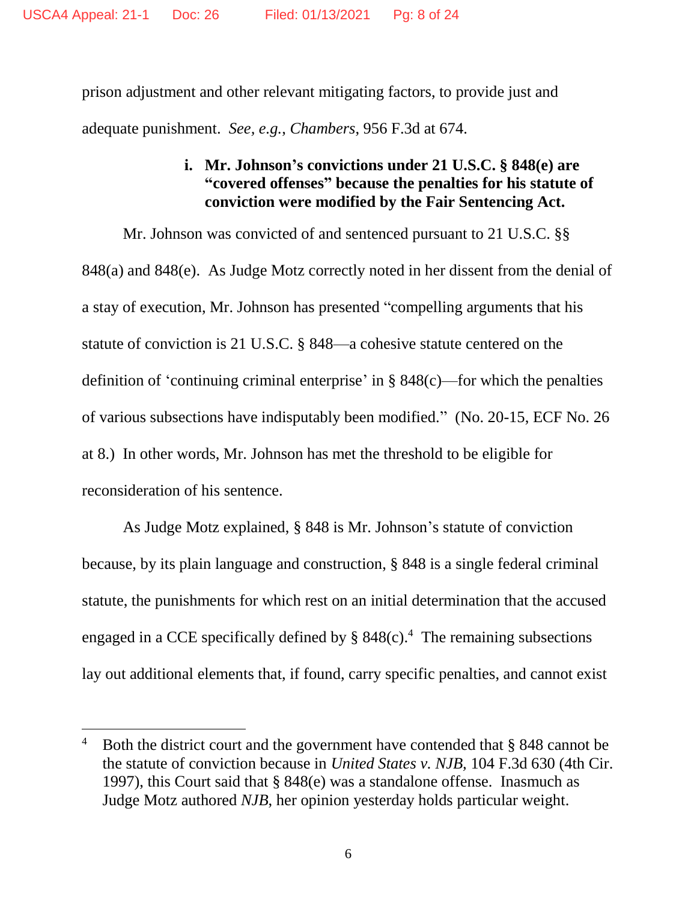prison adjustment and other relevant mitigating factors, to provide just and adequate punishment. *See, e.g.*, *Chambers*, 956 F.3d at 674.

**i. Mr. Johnson's convictions under 21 U.S.C. § 848(e) are "covered offenses" because the penalties for his statute of conviction were modified by the Fair Sentencing Act.**

Mr. Johnson was convicted of and sentenced pursuant to 21 U.S.C. §§ 848(a) and 848(e). As Judge Motz correctly noted in her dissent from the denial of a stay of execution, Mr. Johnson has presented "compelling arguments that his statute of conviction is 21 U.S.C. § 848—a cohesive statute centered on the definition of 'continuing criminal enterprise' in § 848(c)—for which the penalties of various subsections have indisputably been modified." (No. 20-15, ECF No. 26 at 8.) In other words, Mr. Johnson has met the threshold to be eligible for reconsideration of his sentence.

As Judge Motz explained, § 848 is Mr. Johnson's statute of conviction because, by its plain language and construction, § 848 is a single federal criminal statute, the punishments for which rest on an initial determination that the accused engaged in a CCE specifically defined by § 848(c).[4] The remaining subsections lay out additional elements that, if found, carry specific penalties, and cannot exist

[4] Both the district court and the government have contended that § 848 cannot be the statute of conviction because in *United States v. NJB*, 104 F.3d 630 (4th Cir. 1997), this Court said that § 848(e) was a standalone offense. Inasmuch as Judge Motz authored *NJB*, her opinion yesterday holds particular weight.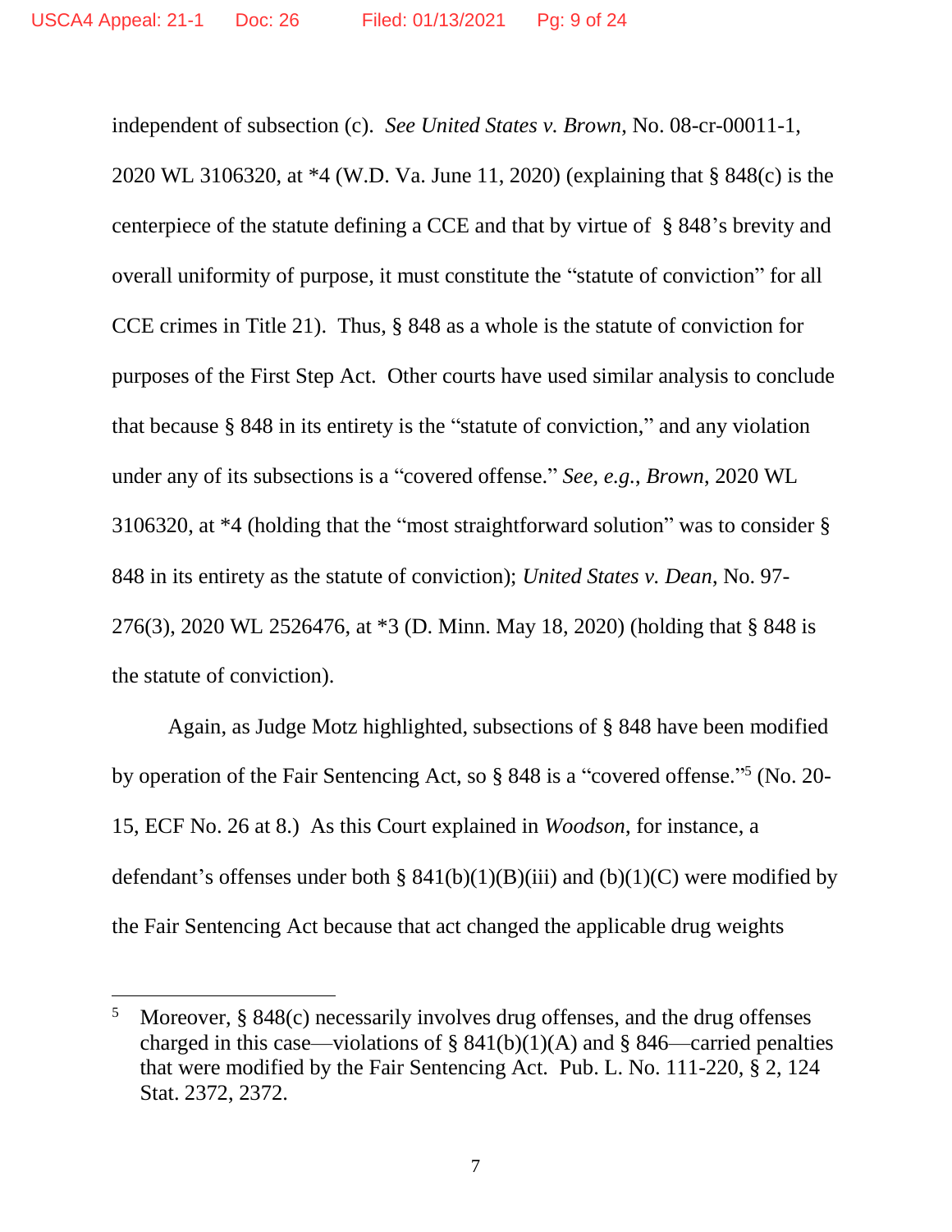independent of subsection (c). *See United States v. Brown*, No. 08-cr-00011-1, 2020 WL 3106320, at *4 (W.D. Va. June 11, 2020) (explaining that § 848(c) is the centerpiece of the statute defining a CCE and that by virtue of § 848's brevity and overall uniformity of purpose, it must constitute the "statute of conviction" for all CCE crimes in Title 21). Thus, § 848 as a whole is the statute of conviction for purposes of the First Step Act. Other courts have used similar analysis to conclude that because § 848 in its entirety is the "statute of conviction," and any violation under any of its subsections is a "covered offense." *See, e.g.*, *Brown*, 2020 WL 3106320, at *4 (holding that the "most straightforward solution" was to consider § 848 in its entirety as the statute of conviction); *United States v. Dean*, No. 97-276(3), 2020 WL 2526476, at *3 (D. Minn. May 18, 2020) (holding that § 848 is the statute of conviction).

Again, as Judge Motz highlighted, subsections of § 848 have been modified by operation of the Fair Sentencing Act, so § 848 is a "covered offense."[5] (No. 20-15, ECF No. 26 at 8.) As this Court explained in *Woodson*, for instance, a defendant's offenses under both § 841(b)(1)(B)(iii) and (b)(1)(C) were modified by the Fair Sentencing Act because that act changed the applicable drug weights

---

[5] Moreover, § 848(c) necessarily involves drug offenses, and the drug offenses charged in this case—violations of § 841(b)(1)(A) and § 846—carried penalties that were modified by the Fair Sentencing Act. Pub. L. No. 111-220, § 2, 124 Stat. 2372, 2372.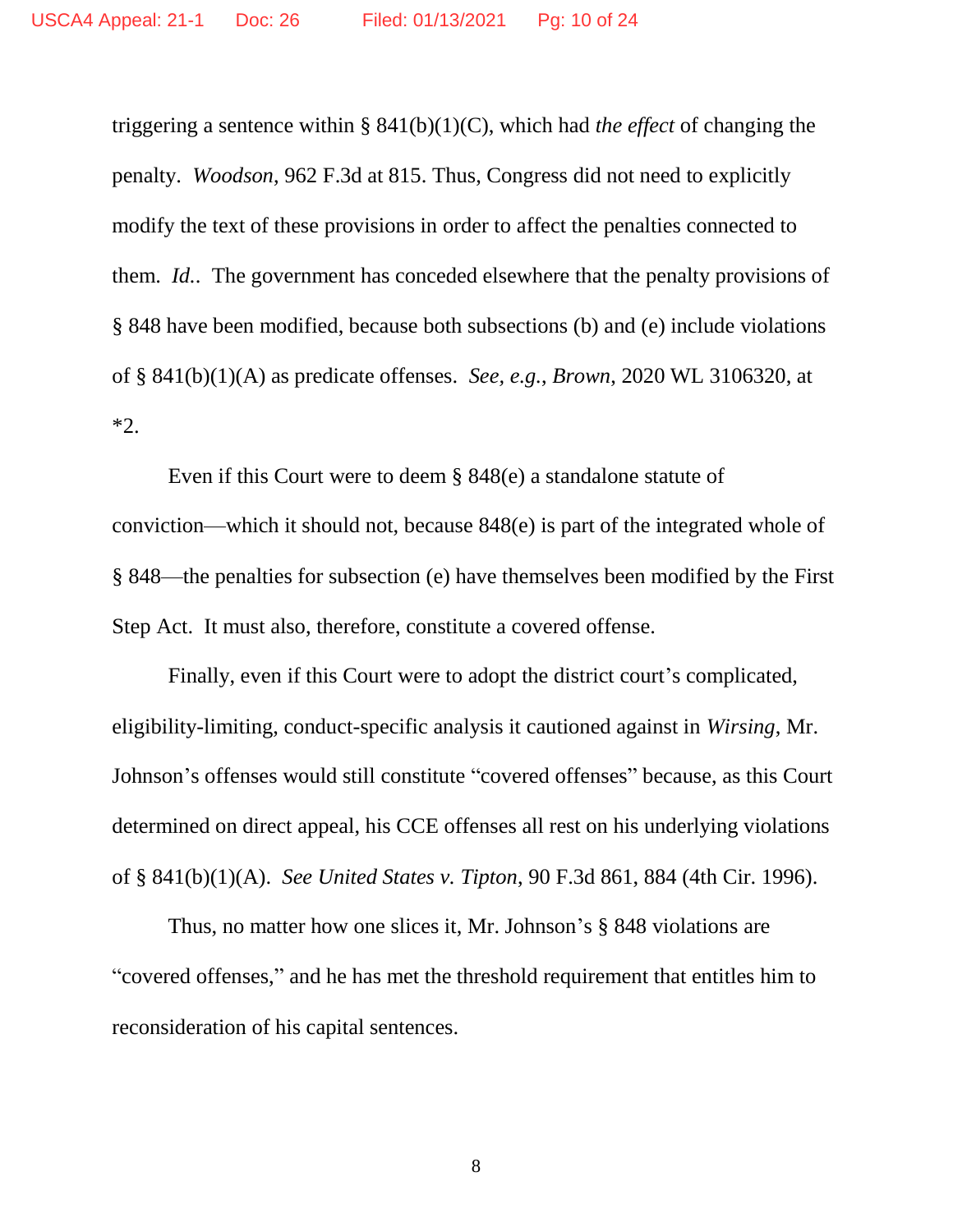triggering a sentence within § 841(b)(1)(C), which had *the effect* of changing the penalty. *Woodson*, 962 F.3d at 815. Thus, Congress did not need to explicitly modify the text of these provisions in order to affect the penalties connected to them. *Id.*. The government has conceded elsewhere that the penalty provisions of § 848 have been modified, because both subsections (b) and (e) include violations of § 841(b)(1)(A) as predicate offenses. *See, e.g.*, *Brown*, 2020 WL 3106320, at *2.

Even if this Court were to deem § 848(e) a standalone statute of conviction—which it should not, because 848(e) is part of the integrated whole of § 848—the penalties for subsection (e) have themselves been modified by the First Step Act. It must also, therefore, constitute a covered offense.

Finally, even if this Court were to adopt the district court's complicated, eligibility-limiting, conduct-specific analysis it cautioned against in *Wirsing*, Mr. Johnson's offenses would still constitute "covered offenses" because, as this Court determined on direct appeal, his CCE offenses all rest on his underlying violations of § 841(b)(1)(A). *See United States v. Tipton*, 90 F.3d 861, 884 (4th Cir. 1996).

Thus, no matter how one slices it, Mr. Johnson's § 848 violations are "covered offenses," and he has met the threshold requirement that entitles him to reconsideration of his capital sentences.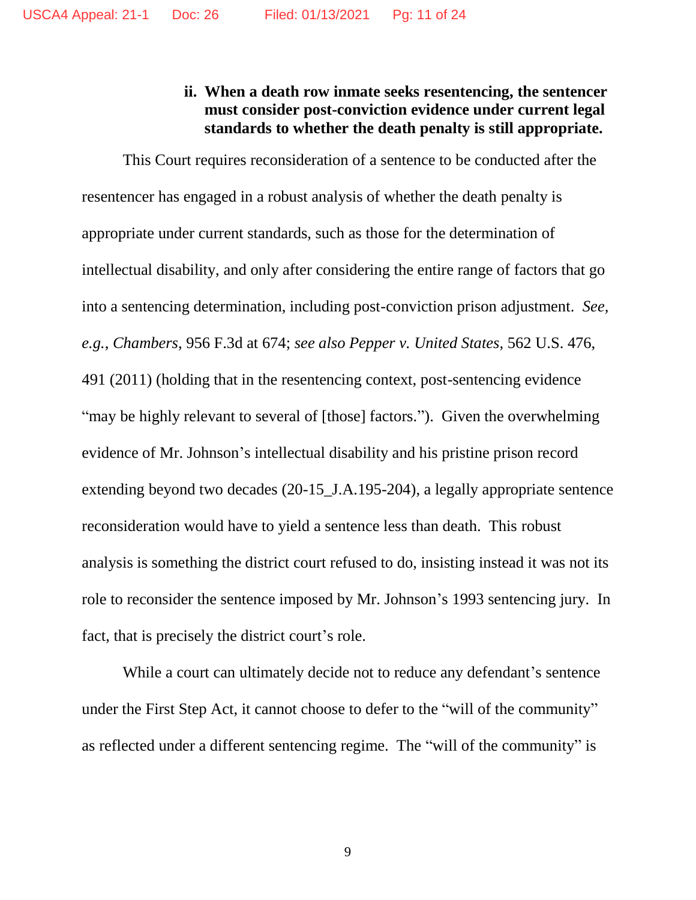**ii. When a death row inmate seeks resentencing, the sentencer must consider post-conviction evidence under current legal standards to whether the death penalty is still appropriate.**

This Court requires reconsideration of a sentence to be conducted after the resentencer has engaged in a robust analysis of whether the death penalty is appropriate under current standards, such as those for the determination of intellectual disability, and only after considering the entire range of factors that go into a sentencing determination, including post-conviction prison adjustment. *See, e.g.*, *Chambers*, 956 F.3d at 674; *see also Pepper v. United States*, 562 U.S. 476, 491 (2011) (holding that in the resentencing context, post-sentencing evidence "may be highly relevant to several of [those] factors."). Given the overwhelming evidence of Mr. Johnson's intellectual disability and his pristine prison record extending beyond two decades (20-15_J.A.195-204), a legally appropriate sentence reconsideration would have to yield a sentence less than death. This robust analysis is something the district court refused to do, insisting instead it was not its role to reconsider the sentence imposed by Mr. Johnson's 1993 sentencing jury. In fact, that is precisely the district court's role.

While a court can ultimately decide not to reduce any defendant's sentence under the First Step Act, it cannot choose to defer to the "will of the community" as reflected under a different sentencing regime. The "will of the community" is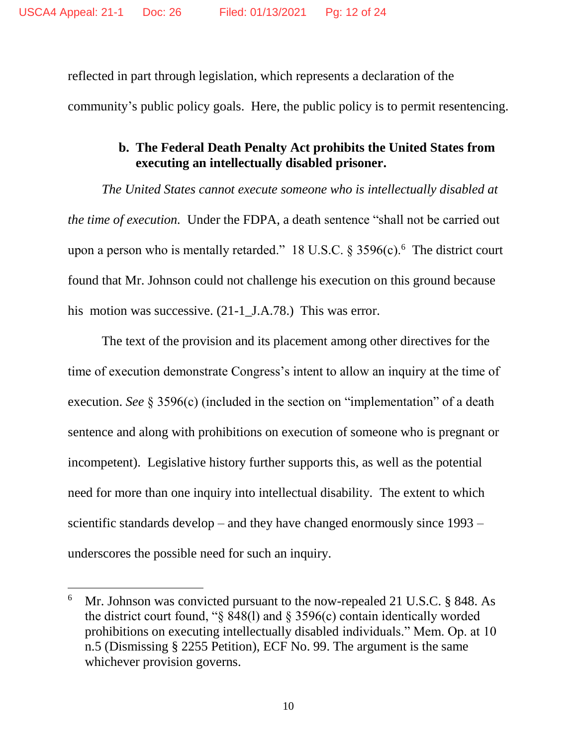reflected in part through legislation, which represents a declaration of the community's public policy goals. Here, the public policy is to permit resentencing.

**b. The Federal Death Penalty Act prohibits the United States from executing an intellectually disabled prisoner.**

*The United States cannot execute someone who is intellectually disabled at the time of execution.* Under the FDPA, a death sentence "shall not be carried out upon a person who is mentally retarded." 18 U.S.C. § 3596(c).[6] The district court found that Mr. Johnson could not challenge his execution on this ground because his motion was successive. (21-1_J.A.78.) This was error.

The text of the provision and its placement among other directives for the time of execution demonstrate Congress's intent to allow an inquiry at the time of execution. *See* § 3596(c) (included in the section on "implementation" of a death sentence and along with prohibitions on execution of someone who is pregnant or incompetent). Legislative history further supports this, as well as the potential need for more than one inquiry into intellectual disability. The extent to which scientific standards develop – and they have changed enormously since 1993 – underscores the possible need for such an inquiry.

[6] Mr. Johnson was convicted pursuant to the now-repealed 21 U.S.C. § 848. As the district court found, "§ 848(l) and § 3596(c) contain identically worded prohibitions on executing intellectually disabled individuals." Mem. Op. at 10 n.5 (Dismissing § 2255 Petition), ECF No. 99. The argument is the same whichever provision governs.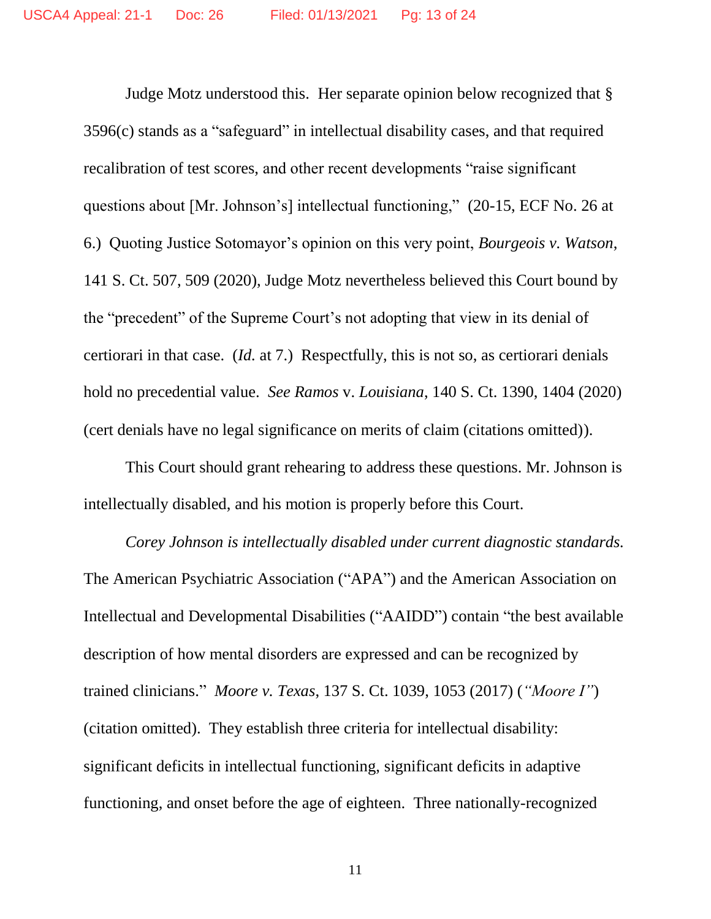Judge Motz understood this. Her separate opinion below recognized that § 3596(c) stands as a "safeguard" in intellectual disability cases, and that required recalibration of test scores, and other recent developments "raise significant questions about [Mr. Johnson's] intellectual functioning," (20-15, ECF No. 26 at 6.) Quoting Justice Sotomayor's opinion on this very point, *Bourgeois v. Watson*, 141 S. Ct. 507, 509 (2020), Judge Motz nevertheless believed this Court bound by the "precedent" of the Supreme Court's not adopting that view in its denial of certiorari in that case. (*Id.* at 7.) Respectfully, this is not so, as certiorari denials hold no precedential value. *See Ramos* v. *Louisiana*, 140 S. Ct. 1390, 1404 (2020) (cert denials have no legal significance on merits of claim (citations omitted)).

This Court should grant rehearing to address these questions. Mr. Johnson is intellectually disabled, and his motion is properly before this Court.

*Corey Johnson is intellectually disabled under current diagnostic standards.* The American Psychiatric Association ("APA") and the American Association on Intellectual and Developmental Disabilities ("AAIDD") contain "the best available description of how mental disorders are expressed and can be recognized by trained clinicians." *Moore v. Texas*, 137 S. Ct. 1039, 1053 (2017) (*"Moore I"*) (citation omitted). They establish three criteria for intellectual disability: significant deficits in intellectual functioning, significant deficits in adaptive functioning, and onset before the age of eighteen. Three nationally-recognized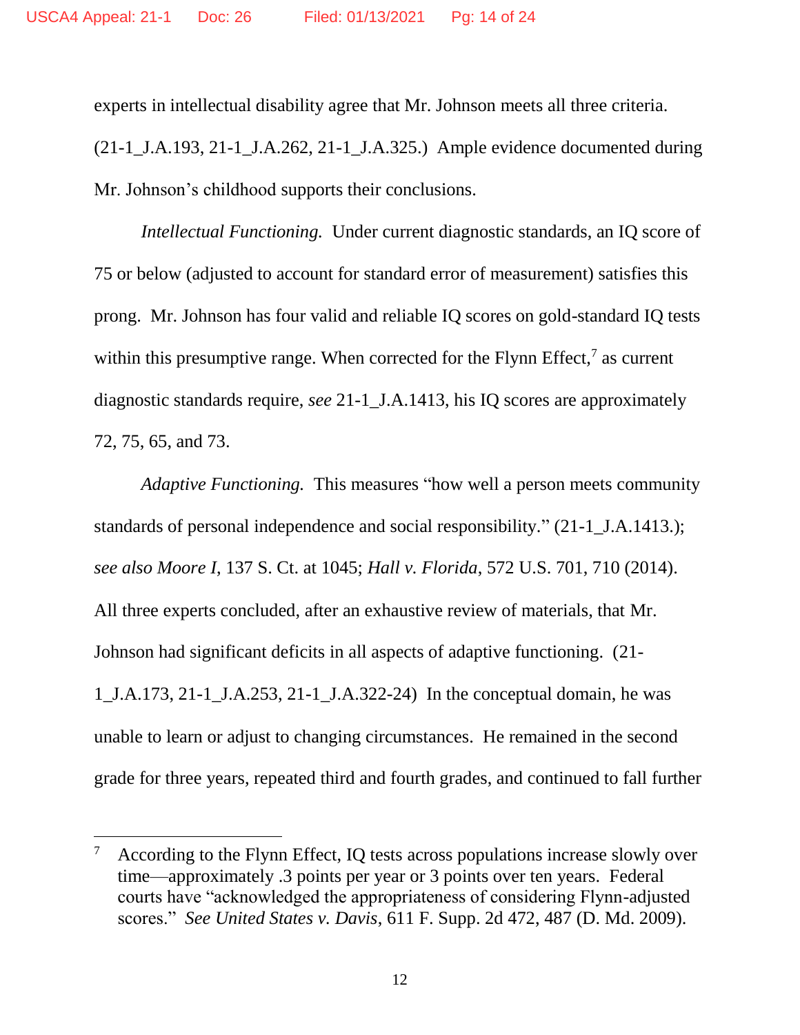experts in intellectual disability agree that Mr. Johnson meets all three criteria. (21-1_J.A.193, 21-1_J.A.262, 21-1_J.A.325.) Ample evidence documented during Mr. Johnson's childhood supports their conclusions.

*Intellectual Functioning.* Under current diagnostic standards, an IQ score of 75 or below (adjusted to account for standard error of measurement) satisfies this prong. Mr. Johnson has four valid and reliable IQ scores on gold-standard IQ tests within this presumptive range. When corrected for the Flynn Effect,[7] as current diagnostic standards require, *see* 21-1_J.A.1413, his IQ scores are approximately 72, 75, 65, and 73.

*Adaptive Functioning.* This measures "how well a person meets community standards of personal independence and social responsibility." (21-1_J.A.1413.); *see also Moore I*, 137 S. Ct. at 1045; *Hall v. Florida*, 572 U.S. 701, 710 (2014). All three experts concluded, after an exhaustive review of materials, that Mr. Johnson had significant deficits in all aspects of adaptive functioning. (21-1_J.A.173, 21-1_J.A.253, 21-1_J.A.322-24) In the conceptual domain, he was unable to learn or adjust to changing circumstances. He remained in the second grade for three years, repeated third and fourth grades, and continued to fall further

---

[7] According to the Flynn Effect, IQ tests across populations increase slowly over time—approximately .3 points per year or 3 points over ten years. Federal courts have "acknowledged the appropriateness of considering Flynn-adjusted scores." *See United States v. Davis*, 611 F. Supp. 2d 472, 487 (D. Md. 2009).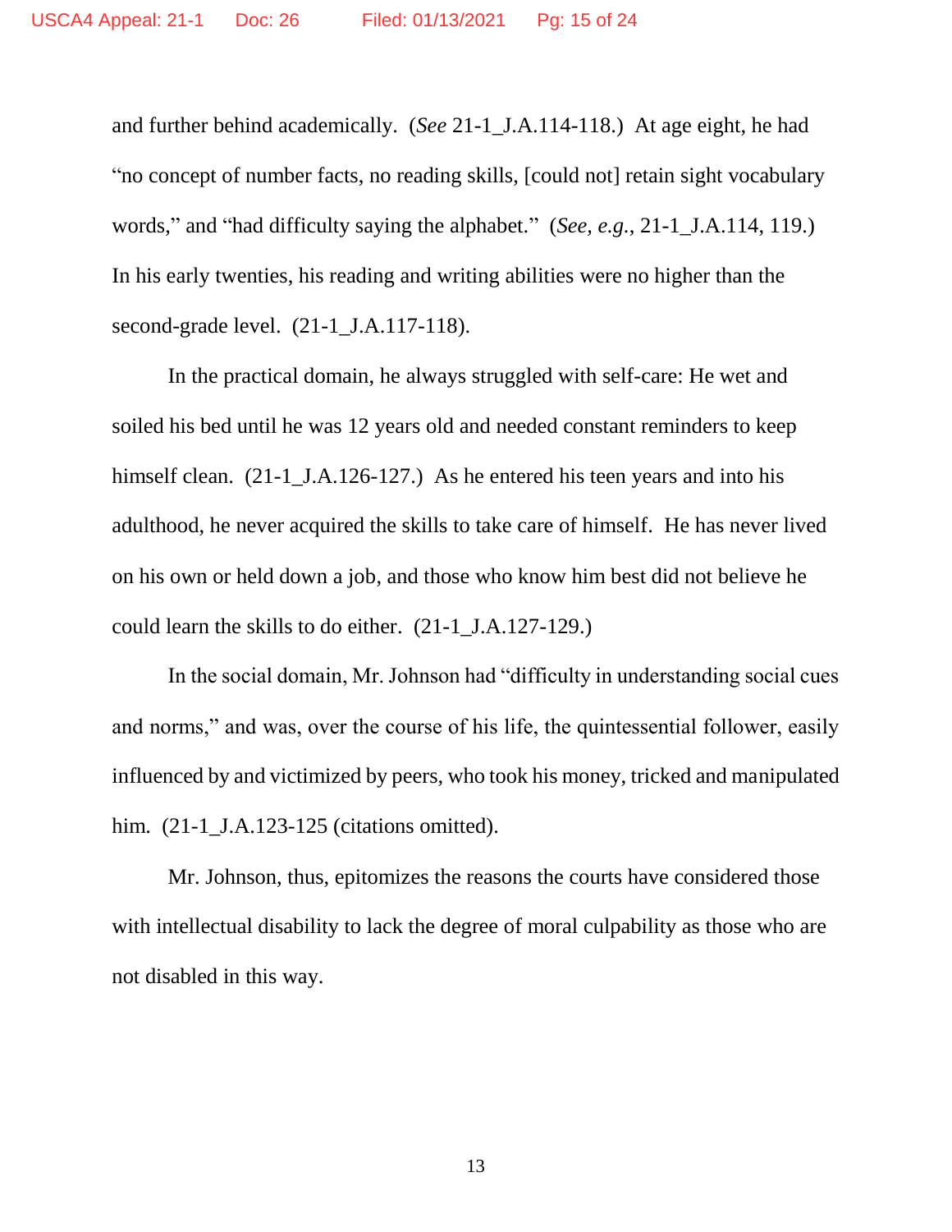and further behind academically. (*See* 21-1_J.A.114-118.) At age eight, he had "no concept of number facts, no reading skills, [could not] retain sight vocabulary words," and "had difficulty saying the alphabet." (*See, e.g.*, 21-1_J.A.114, 119.) In his early twenties, his reading and writing abilities were no higher than the second-grade level. (21-1_J.A.117-118).

In the practical domain, he always struggled with self-care: He wet and soiled his bed until he was 12 years old and needed constant reminders to keep himself clean. (21-1_J.A.126-127.) As he entered his teen years and into his adulthood, he never acquired the skills to take care of himself. He has never lived on his own or held down a job, and those who know him best did not believe he could learn the skills to do either. (21-1_J.A.127-129.)

In the social domain, Mr. Johnson had "difficulty in understanding social cues and norms," and was, over the course of his life, the quintessential follower, easily influenced by and victimized by peers, who took his money, tricked and manipulated him. (21-1_J.A.123-125 (citations omitted).

Mr. Johnson, thus, epitomizes the reasons the courts have considered those with intellectual disability to lack the degree of moral culpability as those who are not disabled in this way.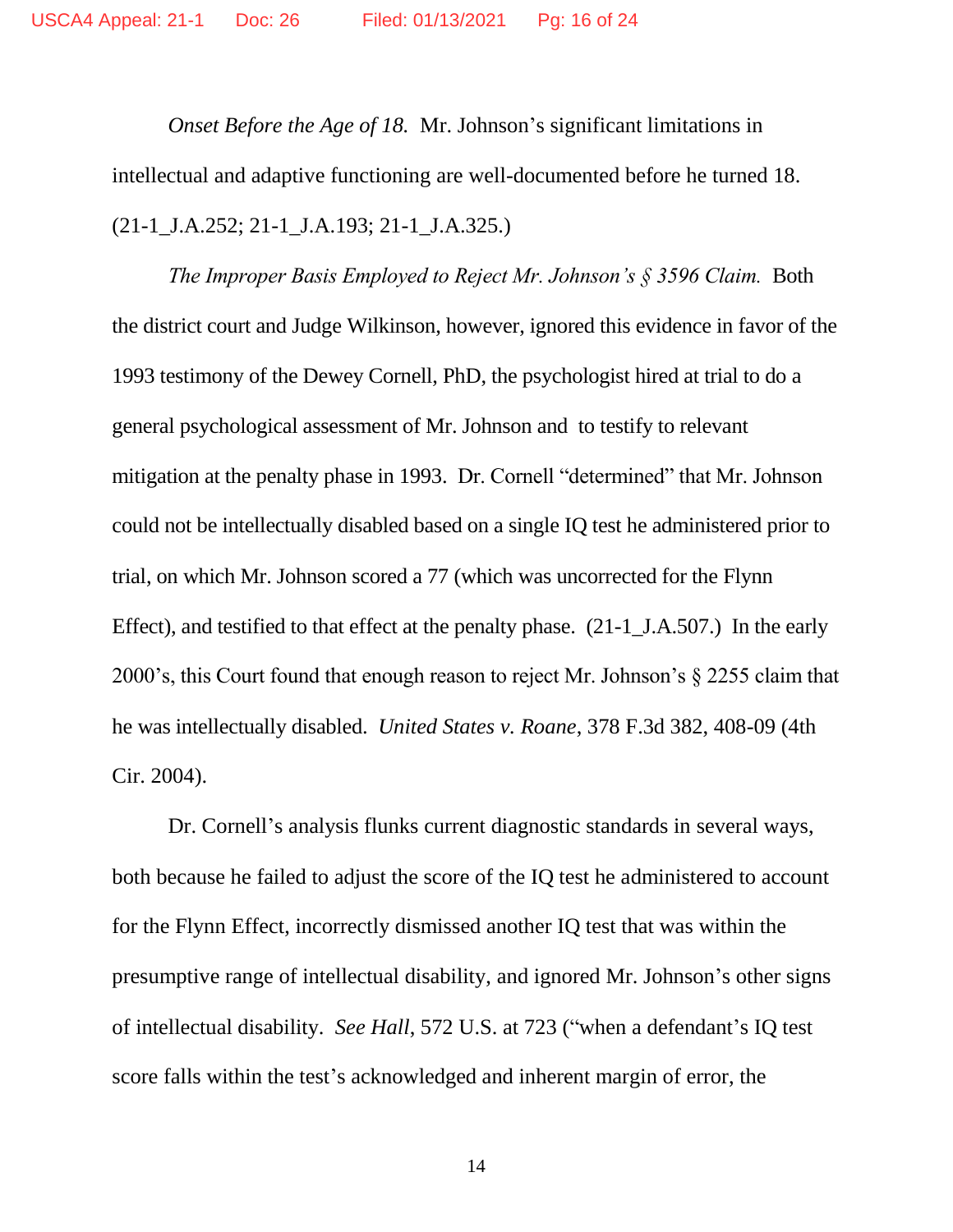*Onset Before the Age of 18.* Mr. Johnson's significant limitations in intellectual and adaptive functioning are well-documented before he turned 18. (21-1_J.A.252; 21-1_J.A.193; 21-1_J.A.325.)

*The Improper Basis Employed to Reject Mr. Johnson's § 3596 Claim.* Both the district court and Judge Wilkinson, however, ignored this evidence in favor of the 1993 testimony of the Dewey Cornell, PhD, the psychologist hired at trial to do a general psychological assessment of Mr. Johnson and to testify to relevant mitigation at the penalty phase in 1993. Dr. Cornell "determined" that Mr. Johnson could not be intellectually disabled based on a single IQ test he administered prior to trial, on which Mr. Johnson scored a 77 (which was uncorrected for the Flynn Effect), and testified to that effect at the penalty phase. (21-1_J.A.507.) In the early 2000's, this Court found that enough reason to reject Mr. Johnson's § 2255 claim that he was intellectually disabled. *United States v. Roane*, 378 F.3d 382, 408-09 (4th Cir. 2004).

Dr. Cornell's analysis flunks current diagnostic standards in several ways, both because he failed to adjust the score of the IQ test he administered to account for the Flynn Effect, incorrectly dismissed another IQ test that was within the presumptive range of intellectual disability, and ignored Mr. Johnson's other signs of intellectual disability. *See Hall*, 572 U.S. at 723 ("when a defendant's IQ test score falls within the test's acknowledged and inherent margin of error, the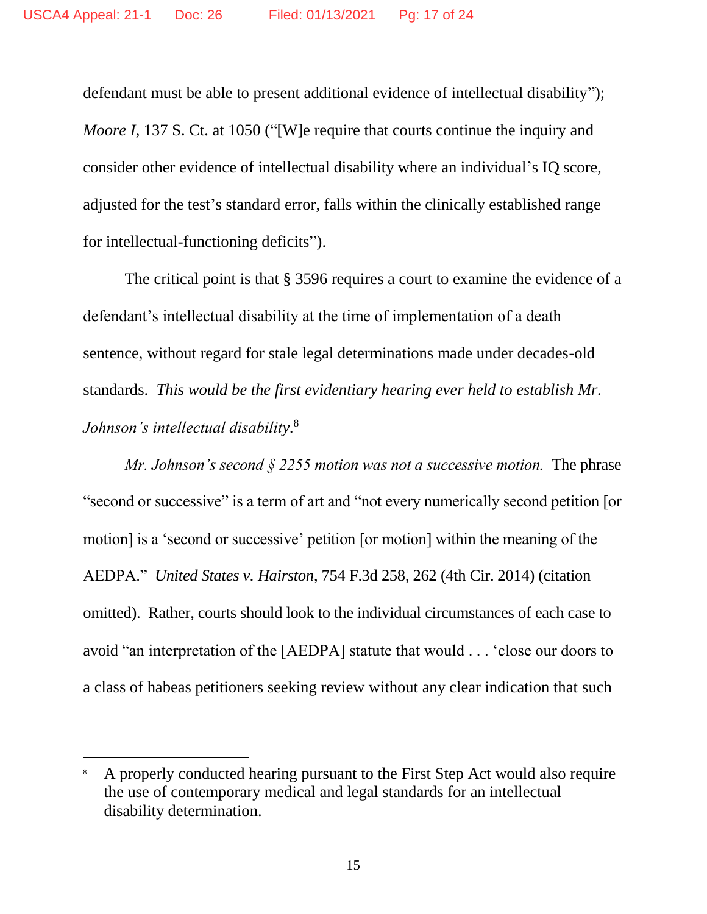defendant must be able to present additional evidence of intellectual disability"); *Moore I*, 137 S. Ct. at 1050 ("[W]e require that courts continue the inquiry and consider other evidence of intellectual disability where an individual's IQ score, adjusted for the test's standard error, falls within the clinically established range for intellectual-functioning deficits").

The critical point is that § 3596 requires a court to examine the evidence of a defendant's intellectual disability at the time of implementation of a death sentence, without regard for stale legal determinations made under decades-old standards. *This would be the first evidentiary hearing ever held to establish Mr. Johnson's intellectual disability*.[8]

*Mr. Johnson's second § 2255 motion was not a successive motion.* The phrase "second or successive" is a term of art and "not every numerically second petition [or motion] is a 'second or successive' petition [or motion] within the meaning of the AEDPA." *United States v. Hairston*, 754 F.3d 258, 262 (4th Cir. 2014) (citation omitted). Rather, courts should look to the individual circumstances of each case to avoid "an interpretation of the [AEDPA] statute that would . . . 'close our doors to a class of habeas petitioners seeking review without any clear indication that such

---

[8] A properly conducted hearing pursuant to the First Step Act would also require the use of contemporary medical and legal standards for an intellectual disability determination.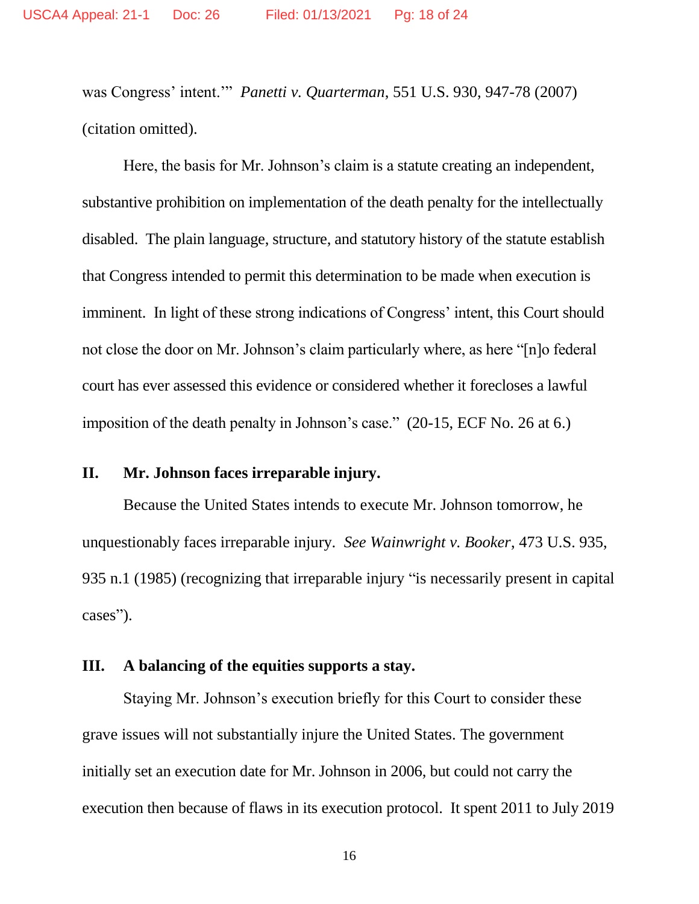was Congress' intent.'" *Panetti v. Quarterman*, 551 U.S. 930, 947-78 (2007) (citation omitted).

Here, the basis for Mr. Johnson's claim is a statute creating an independent, substantive prohibition on implementation of the death penalty for the intellectually disabled. The plain language, structure, and statutory history of the statute establish that Congress intended to permit this determination to be made when execution is imminent. In light of these strong indications of Congress' intent, this Court should not close the door on Mr. Johnson's claim particularly where, as here "[n]o federal court has ever assessed this evidence or considered whether it forecloses a lawful imposition of the death penalty in Johnson's case." (20-15, ECF No. 26 at 6.)

## II. Mr. Johnson faces irreparable injury.

Because the United States intends to execute Mr. Johnson tomorrow, he unquestionably faces irreparable injury. *See Wainwright v. Booker*, 473 U.S. 935, 935 n.1 (1985) (recognizing that irreparable injury "is necessarily present in capital cases").

## III. A balancing of the equities supports a stay.

Staying Mr. Johnson's execution briefly for this Court to consider these grave issues will not substantially injure the United States. The government initially set an execution date for Mr. Johnson in 2006, but could not carry the execution then because of flaws in its execution protocol. It spent 2011 to July 2019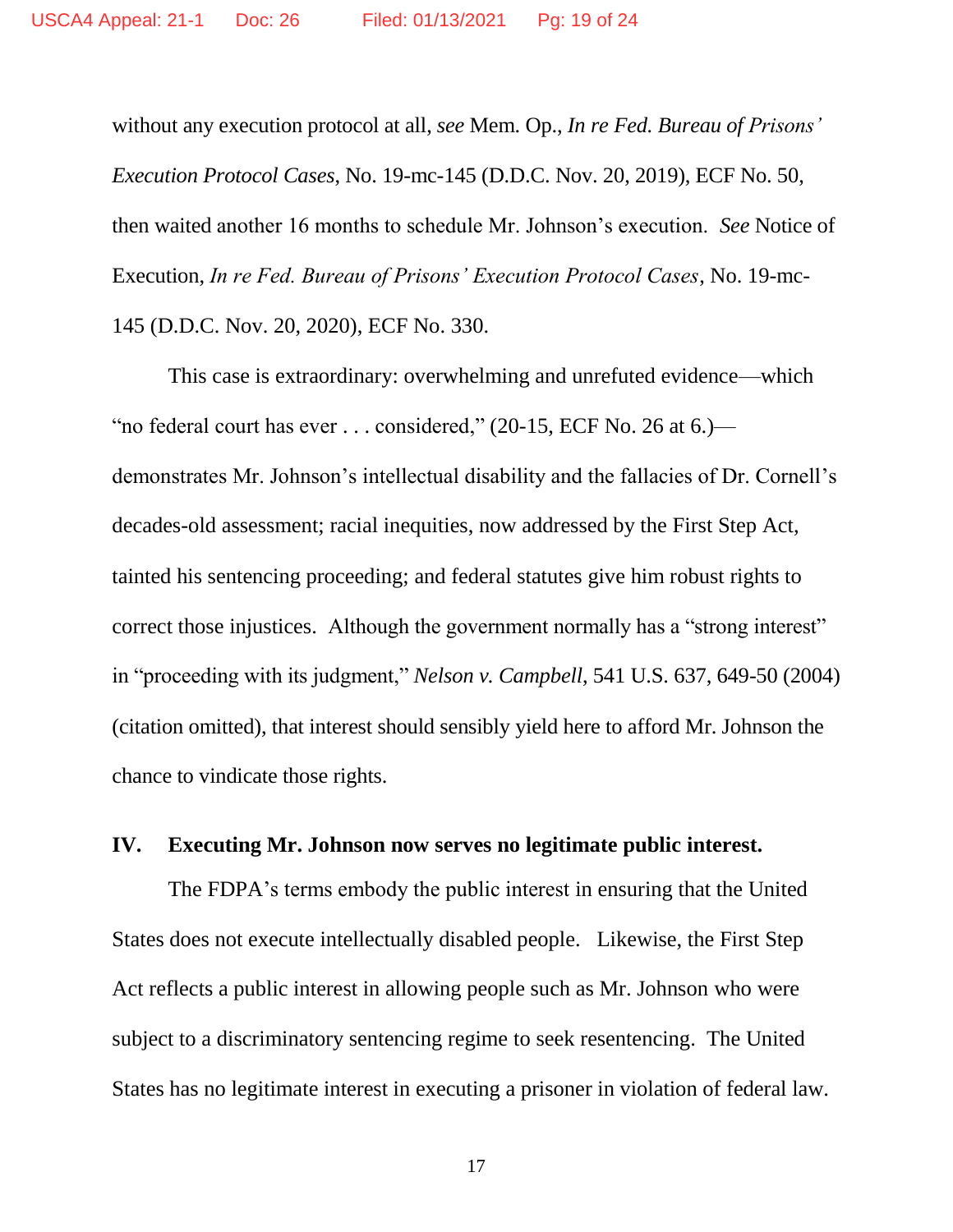without any execution protocol at all, *see* Mem. Op., *In re Fed. Bureau of Prisons' Execution Protocol Cases*, No. 19-mc-145 (D.D.C. Nov. 20, 2019), ECF No. 50, then waited another 16 months to schedule Mr. Johnson's execution. *See* Notice of Execution, *In re Fed. Bureau of Prisons' Execution Protocol Cases*, No. 19-mc-145 (D.D.C. Nov. 20, 2020), ECF No. 330.

This case is extraordinary: overwhelming and unrefuted evidence—which "no federal court has ever . . . considered," (20-15, ECF No. 26 at 6.)—demonstrates Mr. Johnson's intellectual disability and the fallacies of Dr. Cornell's decades-old assessment; racial inequities, now addressed by the First Step Act, tainted his sentencing proceeding; and federal statutes give him robust rights to correct those injustices. Although the government normally has a "strong interest" in "proceeding with its judgment," *Nelson v. Campbell*, 541 U.S. 637, 649-50 (2004) (citation omitted), that interest should sensibly yield here to afford Mr. Johnson the chance to vindicate those rights.

## IV. Executing Mr. Johnson now serves no legitimate public interest.

The FDPA's terms embody the public interest in ensuring that the United States does not execute intellectually disabled people. Likewise, the First Step Act reflects a public interest in allowing people such as Mr. Johnson who were subject to a discriminatory sentencing regime to seek resentencing. The United States has no legitimate interest in executing a prisoner in violation of federal law.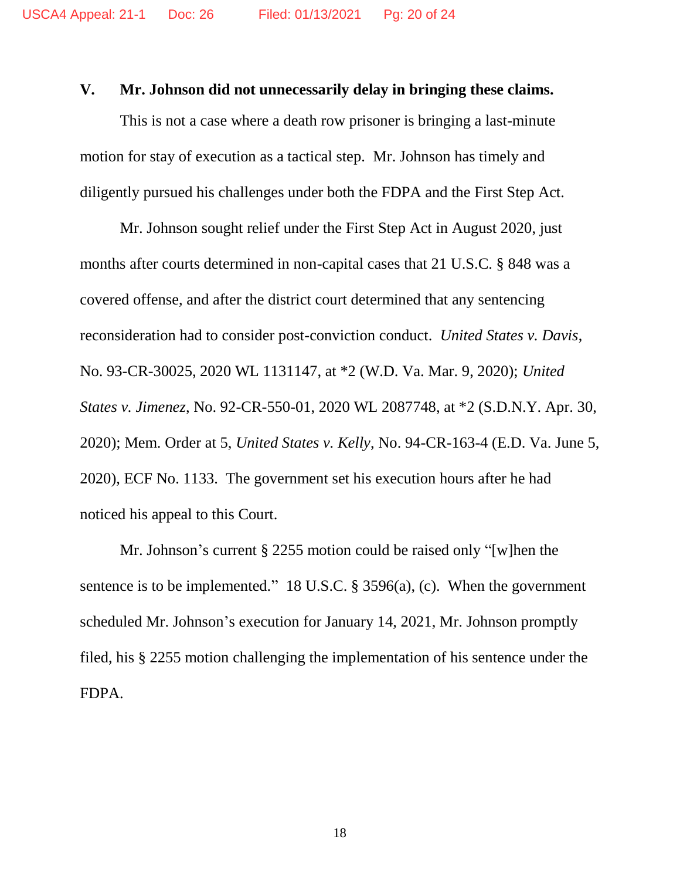## V. Mr. Johnson did not unnecessarily delay in bringing these claims.

This is not a case where a death row prisoner is bringing a last-minute motion for stay of execution as a tactical step. Mr. Johnson has timely and diligently pursued his challenges under both the FDPA and the First Step Act.

Mr. Johnson sought relief under the First Step Act in August 2020, just months after courts determined in non-capital cases that 21 U.S.C. § 848 was a covered offense, and after the district court determined that any sentencing reconsideration had to consider post-conviction conduct. *United States v. Davis*, No. 93-CR-30025, 2020 WL 1131147, at *2 (W.D. Va. Mar. 9, 2020); *United States v. Jimenez*, No. 92-CR-550-01, 2020 WL 2087748, at *2 (S.D.N.Y. Apr. 30, 2020); Mem. Order at 5, *United States v. Kelly*, No. 94-CR-163-4 (E.D. Va. June 5, 2020), ECF No. 1133. The government set his execution hours after he had noticed his appeal to this Court.

Mr. Johnson's current § 2255 motion could be raised only "[w]hen the sentence is to be implemented." 18 U.S.C. § 3596(a), (c). When the government scheduled Mr. Johnson's execution for January 14, 2021, Mr. Johnson promptly filed, his § 2255 motion challenging the implementation of his sentence under the FDPA.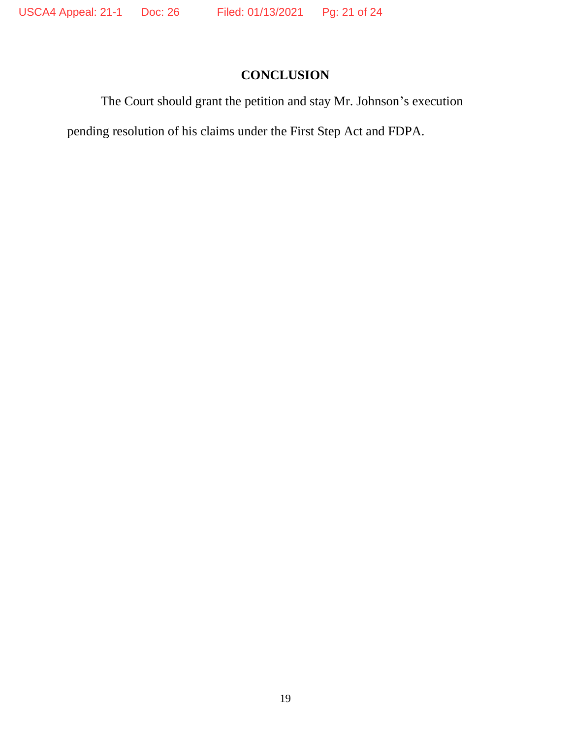## CONCLUSION

The Court should grant the petition and stay Mr. Johnson's execution pending resolution of his claims under the First Step Act and FDPA.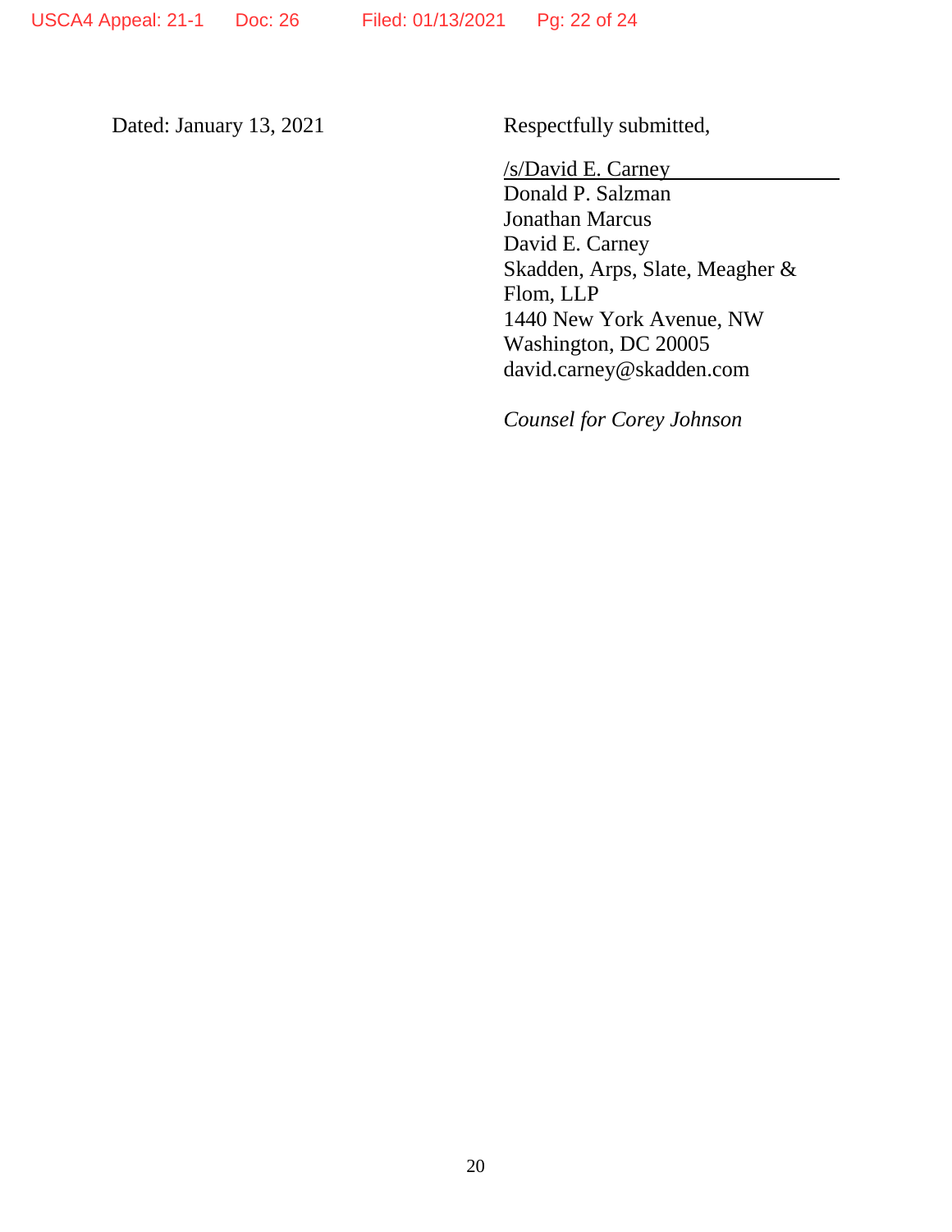Dated: January 13, 2021

Respectfully submitted,

/s/David E. Carney
Donald P. Salzman
Jonathan Marcus
David E. Carney
Skadden, Arps, Slate, Meagher & Flom, LLP
1440 New York Avenue, NW
Washington, DC 20005
david.carney@skadden.com

*Counsel for Corey Johnson*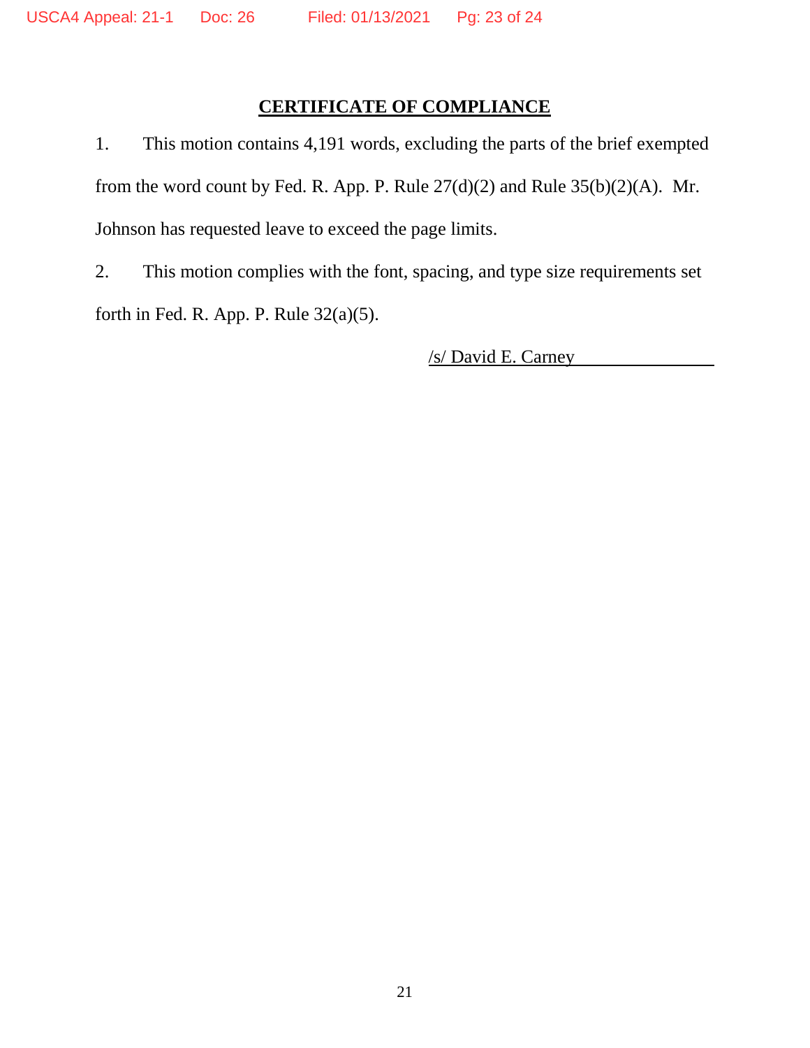## CERTIFICATE OF COMPLIANCE

1. This motion contains 4,191 words, excluding the parts of the brief exempted from the word count by Fed. R. App. P. Rule 27(d)(2) and Rule 35(b)(2)(A). Mr. Johnson has requested leave to exceed the page limits.

2. This motion complies with the font, spacing, and type size requirements set forth in Fed. R. App. P. Rule 32(a)(5).

/s/ David E. Carney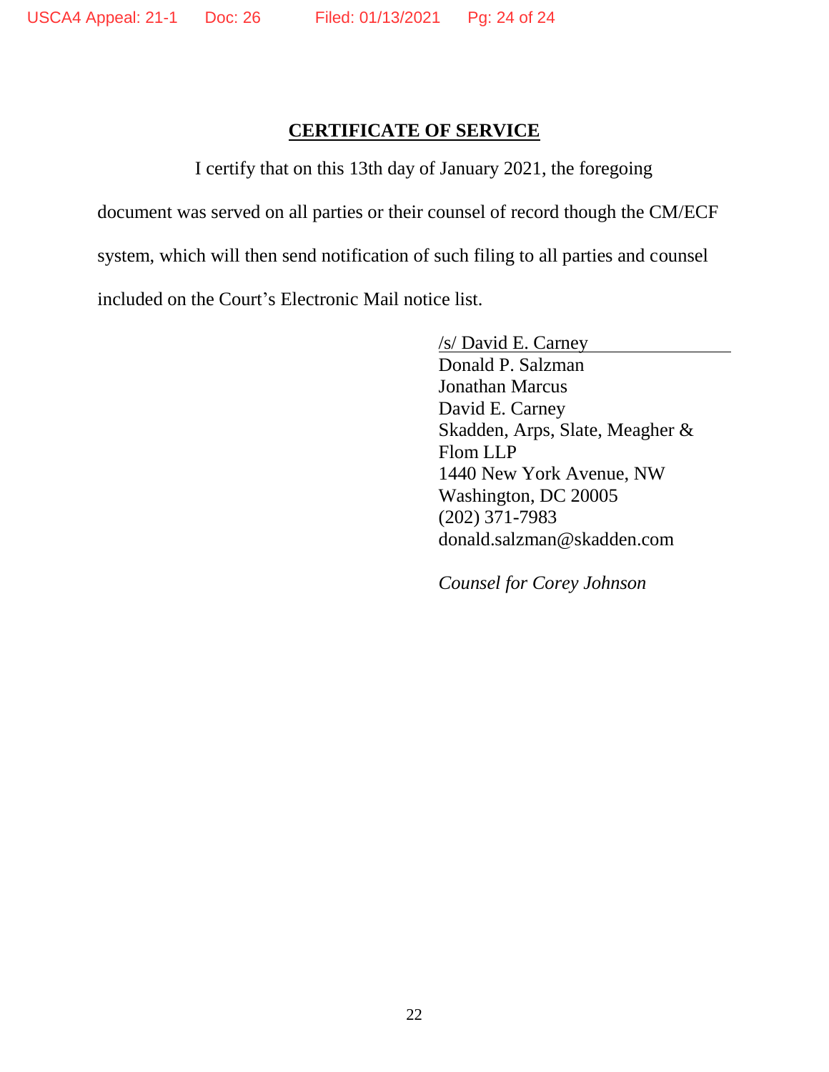## CERTIFICATE OF SERVICE

I certify that on this 13th day of January 2021, the foregoing document was served on all parties or their counsel of record though the CM/ECF system, which will then send notification of such filing to all parties and counsel included on the Court's Electronic Mail notice list.

/s/ David E. Carney
Donald P. Salzman
Jonathan Marcus
David E. Carney
Skadden, Arps, Slate, Meagher & Flom LLP
1440 New York Avenue, NW
Washington, DC 20005
(202) 371-7983
donald.salzman@skadden.com

*Counsel for Corey Johnson*